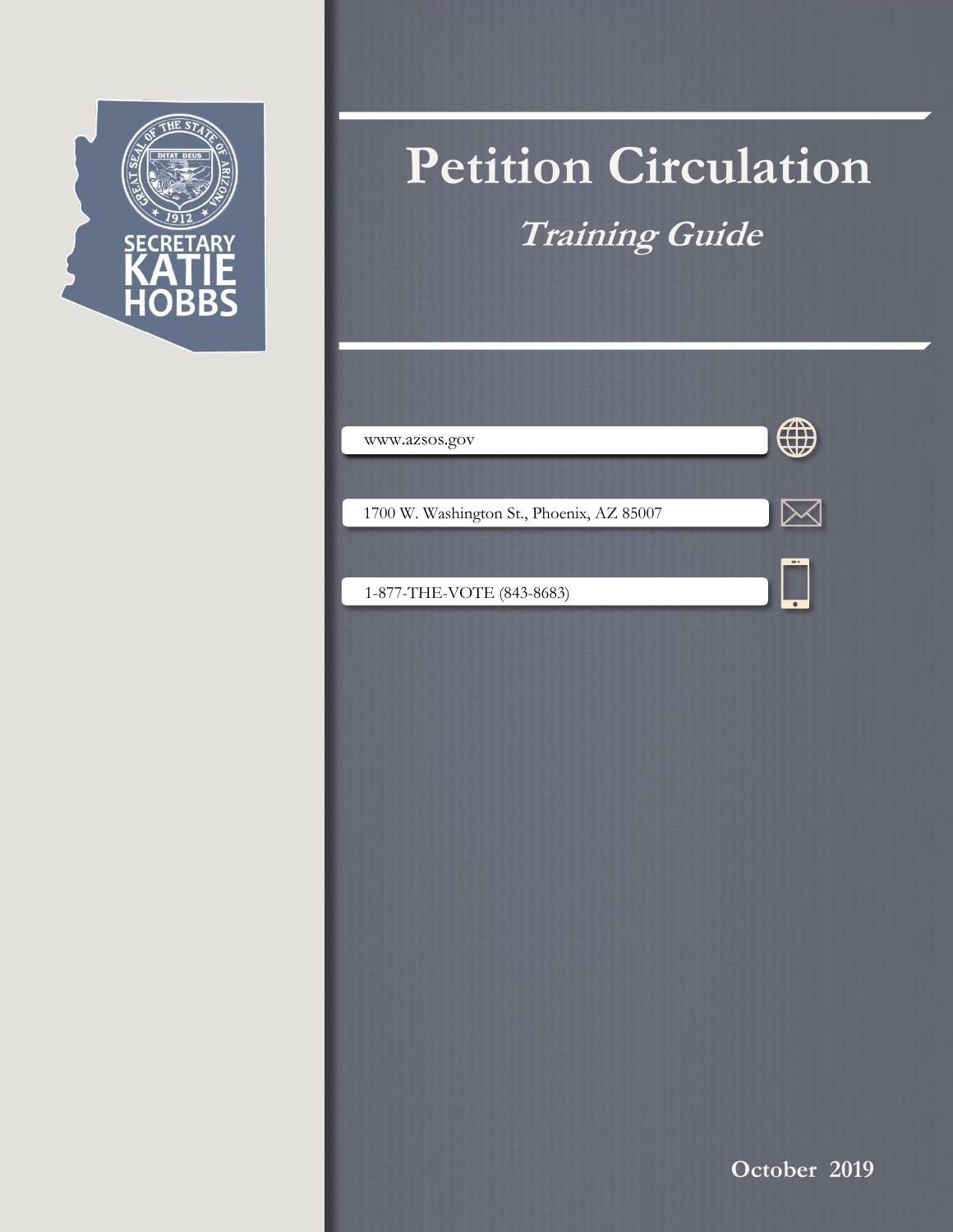SECRETARY KATIE HOBBS

# Petition Circulation

## *Training Guide*

www.azsos.gov

1700 W. Washington St., Phoenix, AZ 85007

1-877-THE-VOTE (843-8683)

**October 2019**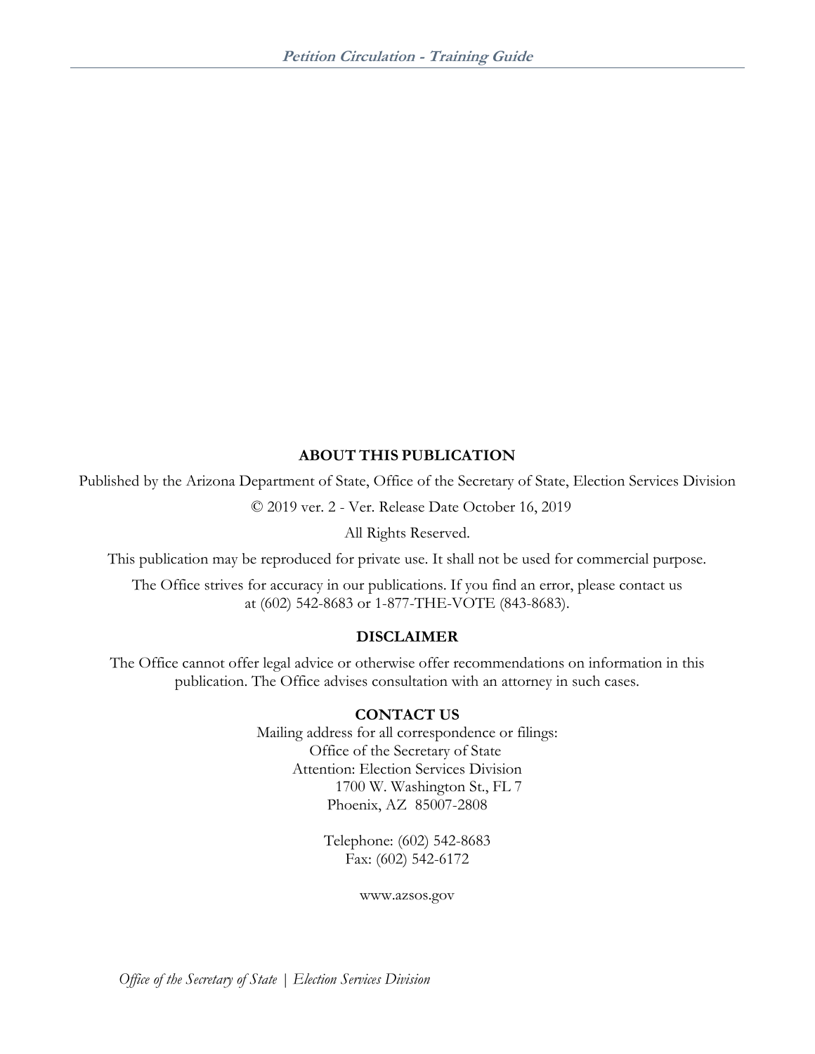## ABOUT THIS PUBLICATION

Published by the Arizona Department of State, Office of the Secretary of State, Election Services Division

© 2019 ver. 2 - Ver. Release Date October 16, 2019

All Rights Reserved.

This publication may be reproduced for private use. It shall not be used for commercial purpose.

The Office strives for accuracy in our publications. If you find an error, please contact us at (602) 542-8683 or 1-877-THE-VOTE (843-8683).

## DISCLAIMER

The Office cannot offer legal advice or otherwise offer recommendations on information in this publication. The Office advises consultation with an attorney in such cases.

## CONTACT US

Mailing address for all correspondence or filings:
Office of the Secretary of State
Attention: Election Services Division
1700 W. Washington St., FL 7
Phoenix, AZ 85007-2808

Telephone: (602) 542-8683
Fax: (602) 542-6172

www.azsos.gov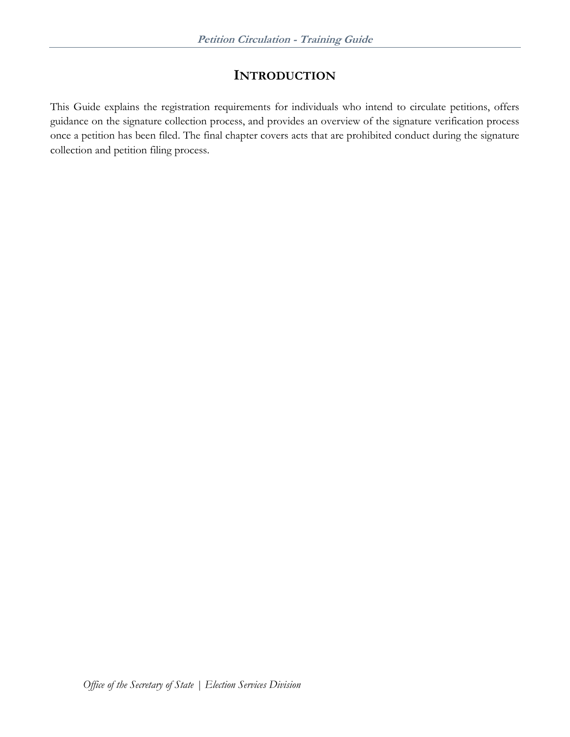# INTRODUCTION

This Guide explains the registration requirements for individuals who intend to circulate petitions, offers guidance on the signature collection process, and provides an overview of the signature verification process once a petition has been filed. The final chapter covers acts that are prohibited conduct during the signature collection and petition filing process.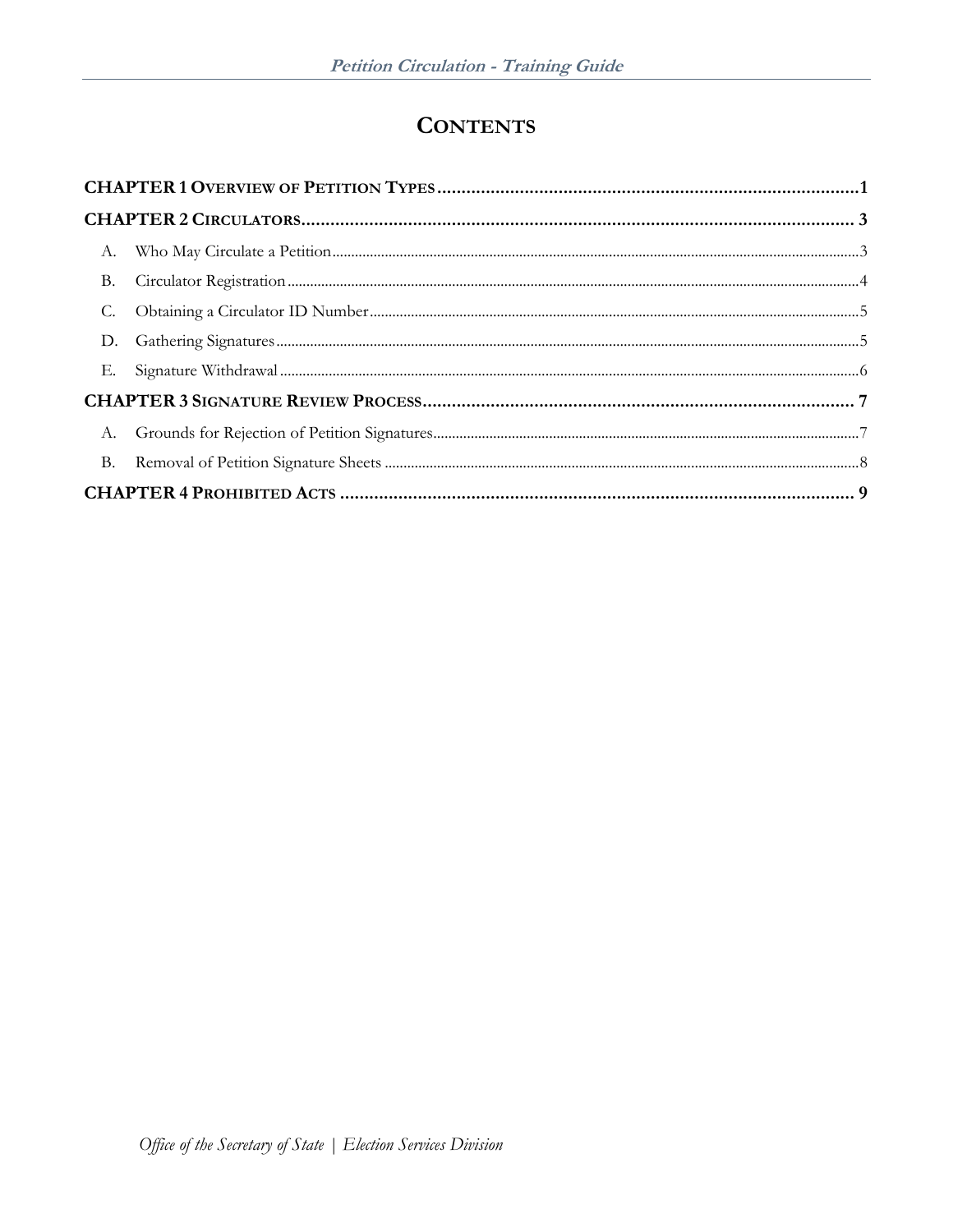# CONTENTS

**CHAPTER 1 OVERVIEW OF PETITION TYPES** .......... 1

**CHAPTER 2 CIRCULATORS** .......... 3

- A. Who May Circulate a Petition .......... 3
- B. Circulator Registration .......... 4
- C. Obtaining a Circulator ID Number .......... 5
- D. Gathering Signatures .......... 5
- E. Signature Withdrawal .......... 6

**CHAPTER 3 SIGNATURE REVIEW PROCESS** .......... 7

- A. Grounds for Rejection of Petition Signatures .......... 7
- B. Removal of Petition Signature Sheets .......... 8

**CHAPTER 4 PROHIBITED ACTS** .......... 9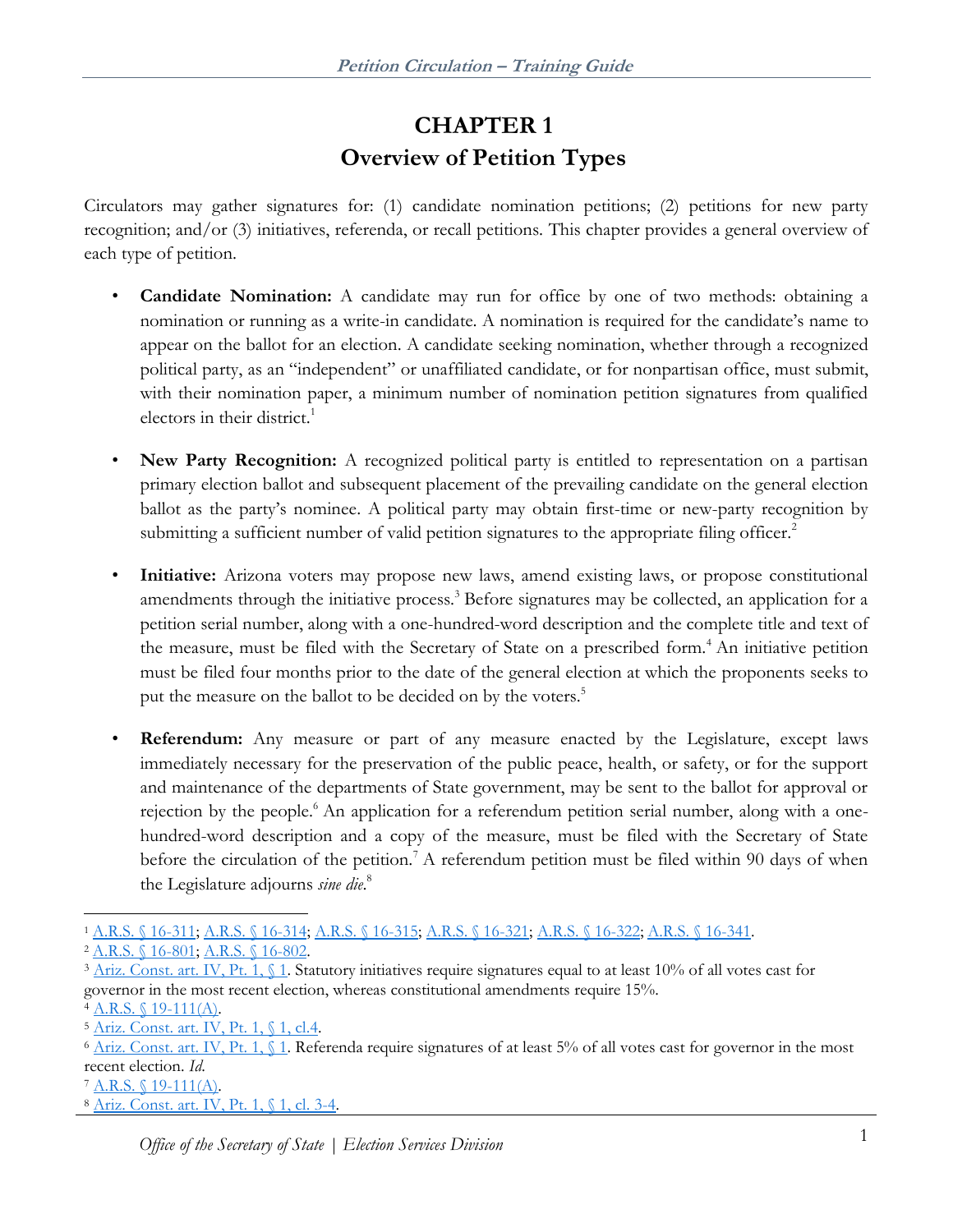# CHAPTER 1
# Overview of Petition Types

Circulators may gather signatures for: (1) candidate nomination petitions; (2) petitions for new party recognition; and/or (3) initiatives, referenda, or recall petitions. This chapter provides a general overview of each type of petition.

- **Candidate Nomination:** A candidate may run for office by one of two methods: obtaining a nomination or running as a write-in candidate. A nomination is required for the candidate's name to appear on the ballot for an election. A candidate seeking nomination, whether through a recognized political party, as an "independent" or unaffiliated candidate, or for nonpartisan office, must submit, with their nomination paper, a minimum number of nomination petition signatures from qualified electors in their district.[1]

- **New Party Recognition:** A recognized political party is entitled to representation on a partisan primary election ballot and subsequent placement of the prevailing candidate on the general election ballot as the party's nominee. A political party may obtain first-time or new-party recognition by submitting a sufficient number of valid petition signatures to the appropriate filing officer.[2]

- **Initiative:** Arizona voters may propose new laws, amend existing laws, or propose constitutional amendments through the initiative process.[3] Before signatures may be collected, an application for a petition serial number, along with a one-hundred-word description and the complete title and text of the measure, must be filed with the Secretary of State on a prescribed form.[4] An initiative petition must be filed four months prior to the date of the general election at which the proponents seeks to put the measure on the ballot to be decided on by the voters.[5]

- **Referendum:** Any measure or part of any measure enacted by the Legislature, except laws immediately necessary for the preservation of the public peace, health, or safety, or for the support and maintenance of the departments of State government, may be sent to the ballot for approval or rejection by the people.[6] An application for a referendum petition serial number, along with a one-hundred-word description and a copy of the measure, must be filed with the Secretary of State before the circulation of the petition.[7] A referendum petition must be filed within 90 days of when the Legislature adjourns *sine die*.[8]

---

[1] A.R.S. § 16-311; A.R.S. § 16-314; A.R.S. § 16-315; A.R.S. § 16-321; A.R.S. § 16-322; A.R.S. § 16-341.

[2] A.R.S. § 16-801; A.R.S. § 16-802.

[3] Ariz. Const. art. IV, Pt. 1, § 1. Statutory initiatives require signatures equal to at least 10% of all votes cast for governor in the most recent election, whereas constitutional amendments require 15%.

[4] A.R.S. § 19-111(A).

[5] Ariz. Const. art. IV, Pt. 1, § 1, cl.4.

[6] Ariz. Const. art. IV, Pt. 1, § 1. Referenda require signatures of at least 5% of all votes cast for governor in the most recent election. *Id.*

[7] A.R.S. § 19-111(A).

[8] Ariz. Const. art. IV, Pt. 1, § 1, cl. 3-4.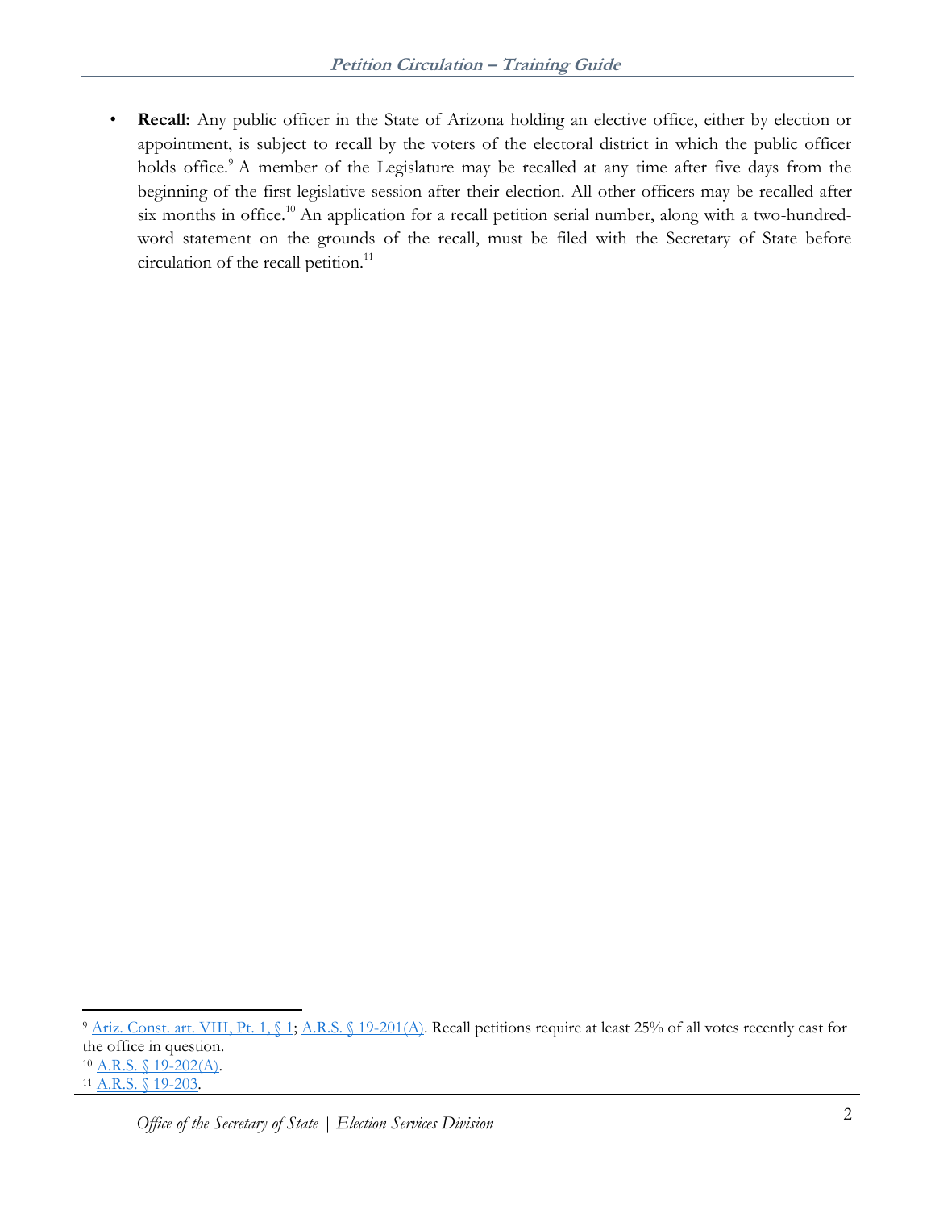- **Recall:** Any public officer in the State of Arizona holding an elective office, either by election or appointment, is subject to recall by the voters of the electoral district in which the public officer holds office.[9] A member of the Legislature may be recalled at any time after five days from the beginning of the first legislative session after their election. All other officers may be recalled after six months in office.[10] An application for a recall petition serial number, along with a two-hundred-word statement on the grounds of the recall, must be filed with the Secretary of State before circulation of the recall petition.[11]

---

[9] Ariz. Const. art. VIII, Pt. 1, § 1; A.R.S. § 19-201(A). Recall petitions require at least 25% of all votes recently cast for the office in question.

[10] A.R.S. § 19-202(A).

[11] A.R.S. § 19-203.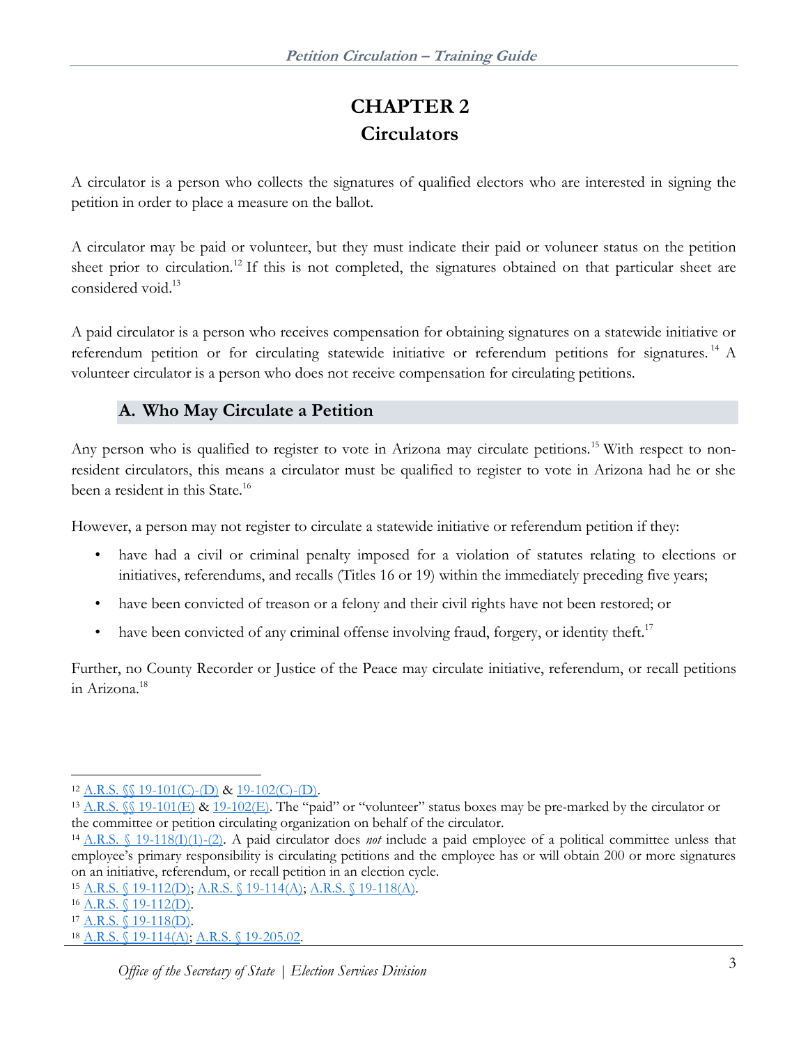# CHAPTER 2
# Circulators

A circulator is a person who collects the signatures of qualified electors who are interested in signing the petition in order to place a measure on the ballot.

A circulator may be paid or volunteer, but they must indicate their paid or voluneer status on the petition sheet prior to circulation.[12] If this is not completed, the signatures obtained on that particular sheet are considered void.[13]

A paid circulator is a person who receives compensation for obtaining signatures on a statewide initiative or referendum petition or for circulating statewide initiative or referendum petitions for signatures.[14] A volunteer circulator is a person who does not receive compensation for circulating petitions.

## A. Who May Circulate a Petition

Any person who is qualified to register to vote in Arizona may circulate petitions.[15] With respect to non-resident circulators, this means a circulator must be qualified to register to vote in Arizona had he or she been a resident in this State.[16]

However, a person may not register to circulate a statewide initiative or referendum petition if they:

- have had a civil or criminal penalty imposed for a violation of statutes relating to elections or initiatives, referendums, and recalls (Titles 16 or 19) within the immediately preceding five years;
- have been convicted of treason or a felony and their civil rights have not been restored; or
- have been convicted of any criminal offense involving fraud, forgery, or identity theft.[17]

Further, no County Recorder or Justice of the Peace may circulate initiative, referendum, or recall petitions in Arizona.[18]

---

[12] A.R.S. §§ 19-101(C)-(D) & 19-102(C)-(D).

[13] A.R.S. §§ 19-101(E) & 19-102(E). The "paid" or "volunteer" status boxes may be pre-marked by the circulator or the committee or petition circulating organization on behalf of the circulator.

[14] A.R.S. § 19-118(I)(1)-(2). A paid circulator does *not* include a paid employee of a political committee unless that employee's primary responsibility is circulating petitions and the employee has or will obtain 200 or more signatures on an initiative, referendum, or recall petition in an election cycle.

[15] A.R.S. § 19-112(D); A.R.S. § 19-114(A); A.R.S. § 19-118(A).

[16] A.R.S. § 19-112(D).

[17] A.R.S. § 19-118(D).

[18] A.R.S. § 19-114(A); A.R.S. § 19-205.02.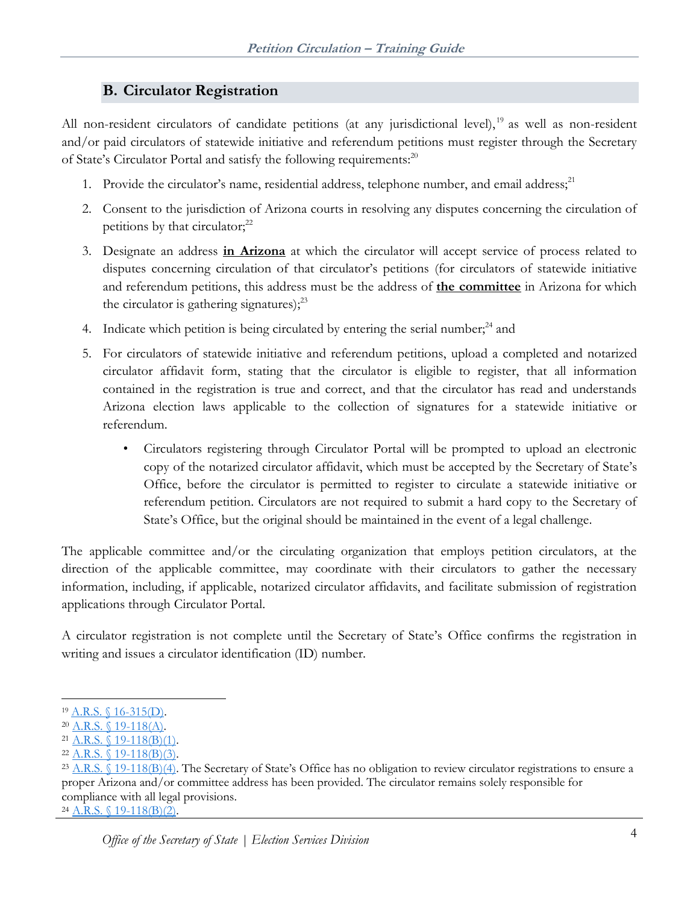## B. Circulator Registration

All non-resident circulators of candidate petitions (at any jurisdictional level),[19] as well as non-resident and/or paid circulators of statewide initiative and referendum petitions must register through the Secretary of State's Circulator Portal and satisfy the following requirements:[20]

1. Provide the circulator's name, residential address, telephone number, and email address;[21]
2. Consent to the jurisdiction of Arizona courts in resolving any disputes concerning the circulation of petitions by that circulator;[22]
3. Designate an address **in Arizona** at which the circulator will accept service of process related to disputes concerning circulation of that circulator's petitions (for circulators of statewide initiative and referendum petitions, this address must be the address of **the committee** in Arizona for which the circulator is gathering signatures);[23]
4. Indicate which petition is being circulated by entering the serial number;[24] and
5. For circulators of statewide initiative and referendum petitions, upload a completed and notarized circulator affidavit form, stating that the circulator is eligible to register, that all information contained in the registration is true and correct, and that the circulator has read and understands Arizona election laws applicable to the collection of signatures for a statewide initiative or referendum.
   - Circulators registering through Circulator Portal will be prompted to upload an electronic copy of the notarized circulator affidavit, which must be accepted by the Secretary of State's Office, before the circulator is permitted to register to circulate a statewide initiative or referendum petition. Circulators are not required to submit a hard copy to the Secretary of State's Office, but the original should be maintained in the event of a legal challenge.

The applicable committee and/or the circulating organization that employs petition circulators, at the direction of the applicable committee, may coordinate with their circulators to gather the necessary information, including, if applicable, notarized circulator affidavits, and facilitate submission of registration applications through Circulator Portal.

A circulator registration is not complete until the Secretary of State's Office confirms the registration in writing and issues a circulator identification (ID) number.

---

[19] A.R.S. § 16-315(D).

[20] A.R.S. § 19-118(A).

[21] A.R.S. § 19-118(B)(1).

[22] A.R.S. § 19-118(B)(3).

[23] A.R.S. § 19-118(B)(4). The Secretary of State's Office has no obligation to review circulator registrations to ensure a proper Arizona and/or committee address has been provided. The circulator remains solely responsible for compliance with all legal provisions.

[24] A.R.S. § 19-118(B)(2).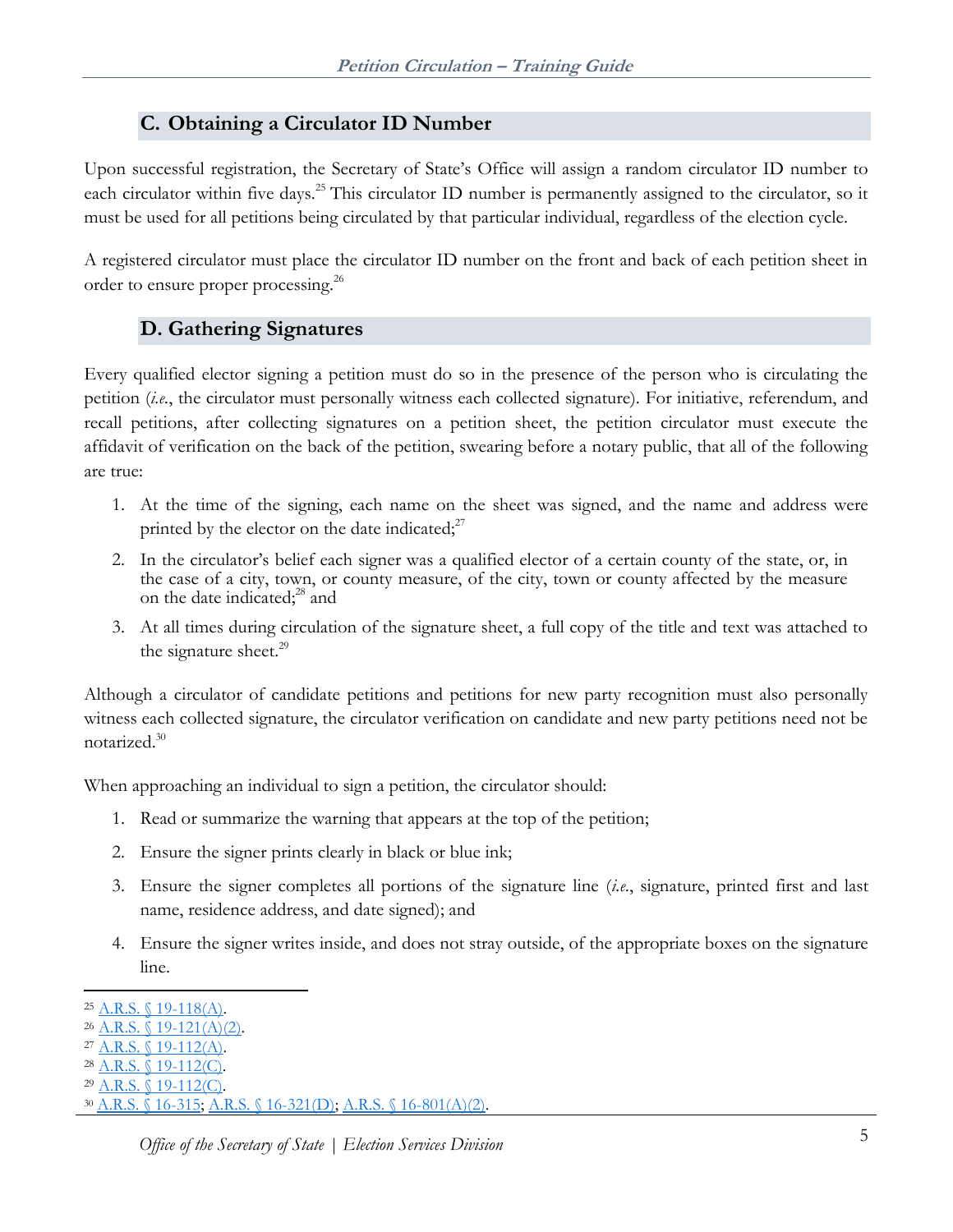## C. Obtaining a Circulator ID Number

Upon successful registration, the Secretary of State's Office will assign a random circulator ID number to each circulator within five days.[25] This circulator ID number is permanently assigned to the circulator, so it must be used for all petitions being circulated by that particular individual, regardless of the election cycle.

A registered circulator must place the circulator ID number on the front and back of each petition sheet in order to ensure proper processing.[26]

## D. Gathering Signatures

Every qualified elector signing a petition must do so in the presence of the person who is circulating the petition (*i.e.*, the circulator must personally witness each collected signature). For initiative, referendum, and recall petitions, after collecting signatures on a petition sheet, the petition circulator must execute the affidavit of verification on the back of the petition, swearing before a notary public, that all of the following are true:

1. At the time of the signing, each name on the sheet was signed, and the name and address were printed by the elector on the date indicated;[27]
2. In the circulator's belief each signer was a qualified elector of a certain county of the state, or, in the case of a city, town, or county measure, of the city, town or county affected by the measure on the date indicated;[28] and
3. At all times during circulation of the signature sheet, a full copy of the title and text was attached to the signature sheet.[29]

Although a circulator of candidate petitions and petitions for new party recognition must also personally witness each collected signature, the circulator verification on candidate and new party petitions need not be notarized.[30]

When approaching an individual to sign a petition, the circulator should:

1. Read or summarize the warning that appears at the top of the petition;
2. Ensure the signer prints clearly in black or blue ink;
3. Ensure the signer completes all portions of the signature line (*i.e.*, signature, printed first and last name, residence address, and date signed); and
4. Ensure the signer writes inside, and does not stray outside, of the appropriate boxes on the signature line.

---

[25] A.R.S. § 19-118(A).
[26] A.R.S. § 19-121(A)(2).
[27] A.R.S. § 19-112(A).
[28] A.R.S. § 19-112(C).
[29] A.R.S. § 19-112(C).
[30] A.R.S. § 16-315; A.R.S. § 16-321(D); A.R.S. § 16-801(A)(2).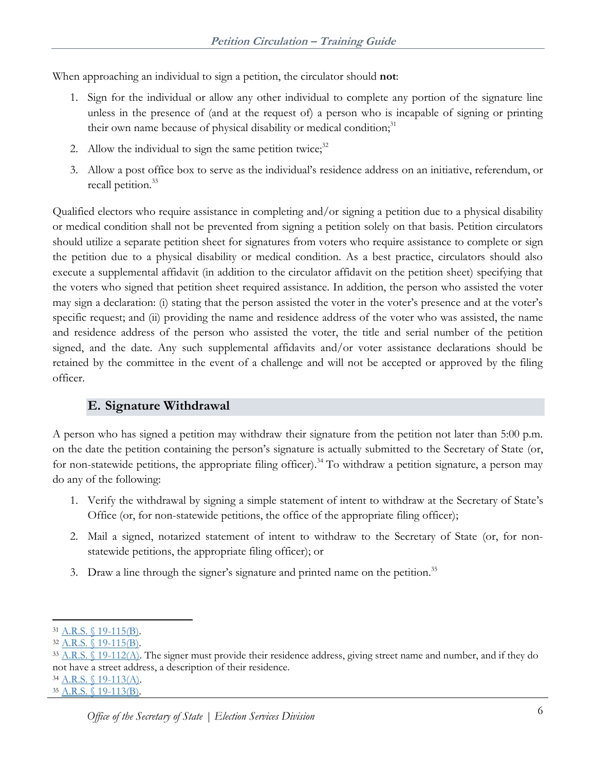When approaching an individual to sign a petition, the circulator should **not**:

1. Sign for the individual or allow any other individual to complete any portion of the signature line unless in the presence of (and at the request of) a person who is incapable of signing or printing their own name because of physical disability or medical condition;[31]
2. Allow the individual to sign the same petition twice;[32]
3. Allow a post office box to serve as the individual's residence address on an initiative, referendum, or recall petition.[33]

Qualified electors who require assistance in completing and/or signing a petition due to a physical disability or medical condition shall not be prevented from signing a petition solely on that basis. Petition circulators should utilize a separate petition sheet for signatures from voters who require assistance to complete or sign the petition due to a physical disability or medical condition. As a best practice, circulators should also execute a supplemental affidavit (in addition to the circulator affidavit on the petition sheet) specifying that the voters who signed that petition sheet required assistance. In addition, the person who assisted the voter may sign a declaration: (i) stating that the person assisted the voter in the voter's presence and at the voter's specific request; and (ii) providing the name and residence address of the voter who was assisted, the name and residence address of the person who assisted the voter, the title and serial number of the petition signed, and the date. Any such supplemental affidavits and/or voter assistance declarations should be retained by the committee in the event of a challenge and will not be accepted or approved by the filing officer.

## E. Signature Withdrawal

A person who has signed a petition may withdraw their signature from the petition not later than 5:00 p.m. on the date the petition containing the person's signature is actually submitted to the Secretary of State (or, for non-statewide petitions, the appropriate filing officer).[34] To withdraw a petition signature, a person may do any of the following:

1. Verify the withdrawal by signing a simple statement of intent to withdraw at the Secretary of State's Office (or, for non-statewide petitions, the office of the appropriate filing officer);
2. Mail a signed, notarized statement of intent to withdraw to the Secretary of State (or, for non-statewide petitions, the appropriate filing officer); or
3. Draw a line through the signer's signature and printed name on the petition.[35]

---

[31] A.R.S. § 19-115(B).
[32] A.R.S. § 19-115(B).
[33] A.R.S. § 19-112(A). The signer must provide their residence address, giving street name and number, and if they do not have a street address, a description of their residence.
[34] A.R.S. § 19-113(A).
[35] A.R.S. § 19-113(B).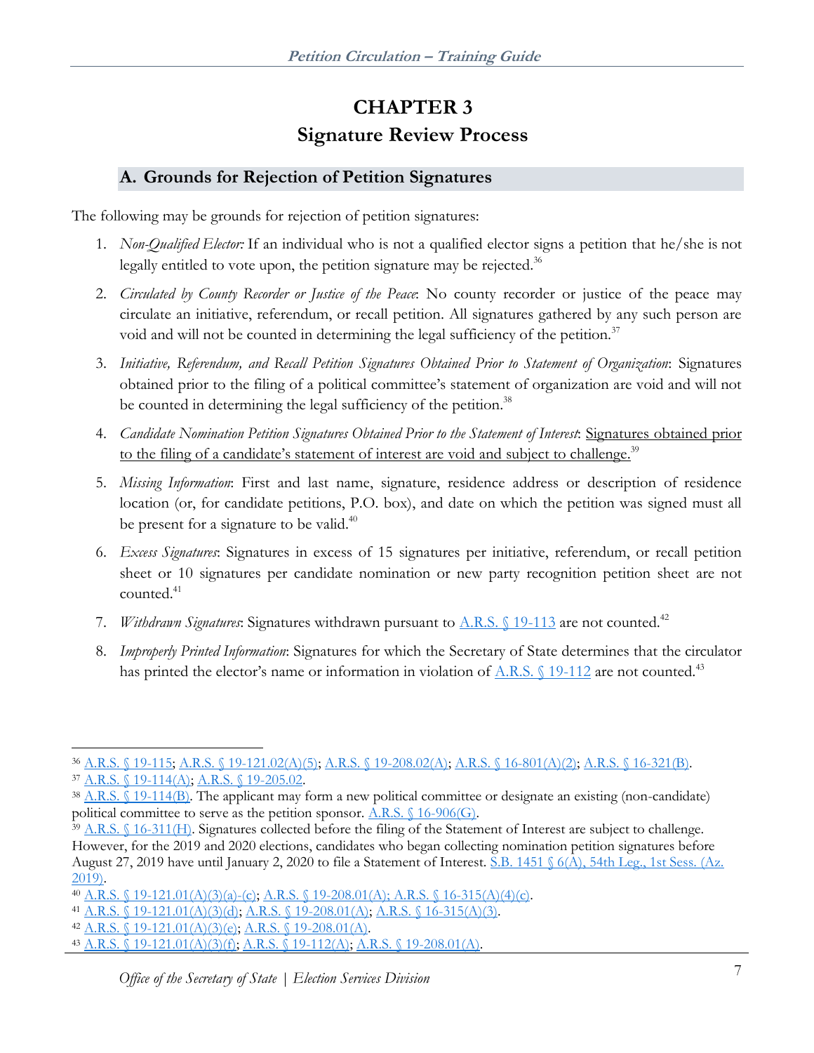# CHAPTER 3
# Signature Review Process

## A. Grounds for Rejection of Petition Signatures

The following may be grounds for rejection of petition signatures:

1. *Non-Qualified Elector:* If an individual who is not a qualified elector signs a petition that he/she is not legally entitled to vote upon, the petition signature may be rejected.[36]

2. *Circulated by County Recorder or Justice of the Peace*: No county recorder or justice of the peace may circulate an initiative, referendum, or recall petition. All signatures gathered by any such person are void and will not be counted in determining the legal sufficiency of the petition.[37]

3. *Initiative, Referendum, and Recall Petition Signatures Obtained Prior to Statement of Organization*: Signatures obtained prior to the filing of a political committee's statement of organization are void and will not be counted in determining the legal sufficiency of the petition.[38]

4. *Candidate Nomination Petition Signatures Obtained Prior to the Statement of Interest*: <u>Signatures obtained prior to the filing of a candidate's statement of interest are void and subject to challenge.</u>[39]

5. *Missing Information*: First and last name, signature, residence address or description of residence location (or, for candidate petitions, P.O. box), and date on which the petition was signed must all be present for a signature to be valid.[40]

6. *Excess Signatures*: Signatures in excess of 15 signatures per initiative, referendum, or recall petition sheet or 10 signatures per candidate nomination or new party recognition petition sheet are not counted.[41]

7. *Withdrawn Signatures*: Signatures withdrawn pursuant to A.R.S. § 19-113 are not counted.[42]

8. *Improperly Printed Information*: Signatures for which the Secretary of State determines that the circulator has printed the elector's name or information in violation of A.R.S. § 19-112 are not counted.[43]

---

[36] A.R.S. § 19-115; A.R.S. § 19-121.02(A)(5); A.R.S. § 19-208.02(A); A.R.S. § 16-801(A)(2); A.R.S. § 16-321(B).

[37] A.R.S. § 19-114(A); A.R.S. § 19-205.02.

[38] A.R.S. § 19-114(B). The applicant may form a new political committee or designate an existing (non-candidate) political committee to serve as the petition sponsor. A.R.S. § 16-906(G).

[39] A.R.S. § 16-311(H). Signatures collected before the filing of the Statement of Interest are subject to challenge. However, for the 2019 and 2020 elections, candidates who began collecting nomination petition signatures before August 27, 2019 have until January 2, 2020 to file a Statement of Interest. S.B. 1451 § 6(A), 54th Leg., 1st Sess. (Az. 2019).

[40] A.R.S. § 19-121.01(A)(3)(a)-(c); A.R.S. § 19-208.01(A); A.R.S. § 16-315(A)(4)(c).

[41] A.R.S. § 19-121.01(A)(3)(d); A.R.S. § 19-208.01(A); A.R.S. § 16-315(A)(3).

[42] A.R.S. § 19-121.01(A)(3)(e); A.R.S. § 19-208.01(A).

[43] A.R.S. § 19-121.01(A)(3)(f); A.R.S. § 19-112(A); A.R.S. § 19-208.01(A).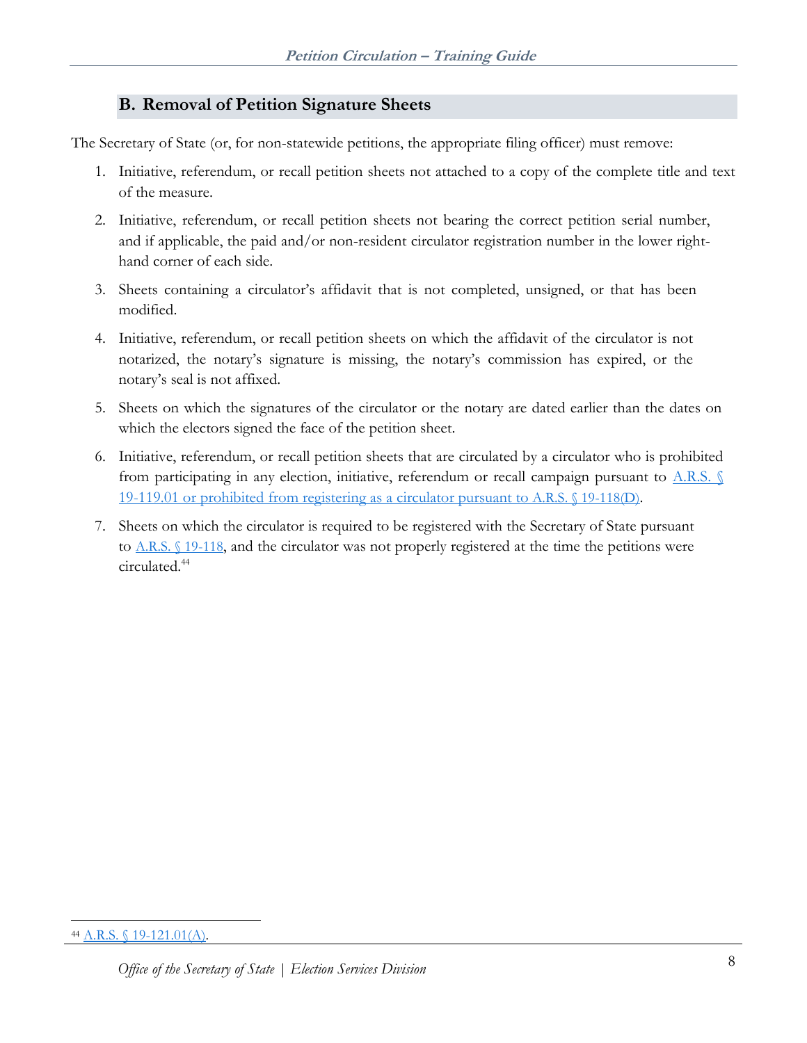## B. Removal of Petition Signature Sheets

The Secretary of State (or, for non-statewide petitions, the appropriate filing officer) must remove:

1. Initiative, referendum, or recall petition sheets not attached to a copy of the complete title and text of the measure.
2. Initiative, referendum, or recall petition sheets not bearing the correct petition serial number, and if applicable, the paid and/or non-resident circulator registration number in the lower right-hand corner of each side.
3. Sheets containing a circulator's affidavit that is not completed, unsigned, or that has been modified.
4. Initiative, referendum, or recall petition sheets on which the affidavit of the circulator is not notarized, the notary's signature is missing, the notary's commission has expired, or the notary's seal is not affixed.
5. Sheets on which the signatures of the circulator or the notary are dated earlier than the dates on which the electors signed the face of the petition sheet.
6. Initiative, referendum, or recall petition sheets that are circulated by a circulator who is prohibited from participating in any election, initiative, referendum or recall campaign pursuant to A.R.S. § 19-119.01 or prohibited from registering as a circulator pursuant to A.R.S. § 19-118(D).
7. Sheets on which the circulator is required to be registered with the Secretary of State pursuant to A.R.S. § 19-118, and the circulator was not properly registered at the time the petitions were circulated.[44]

[44] A.R.S. § 19-121.01(A).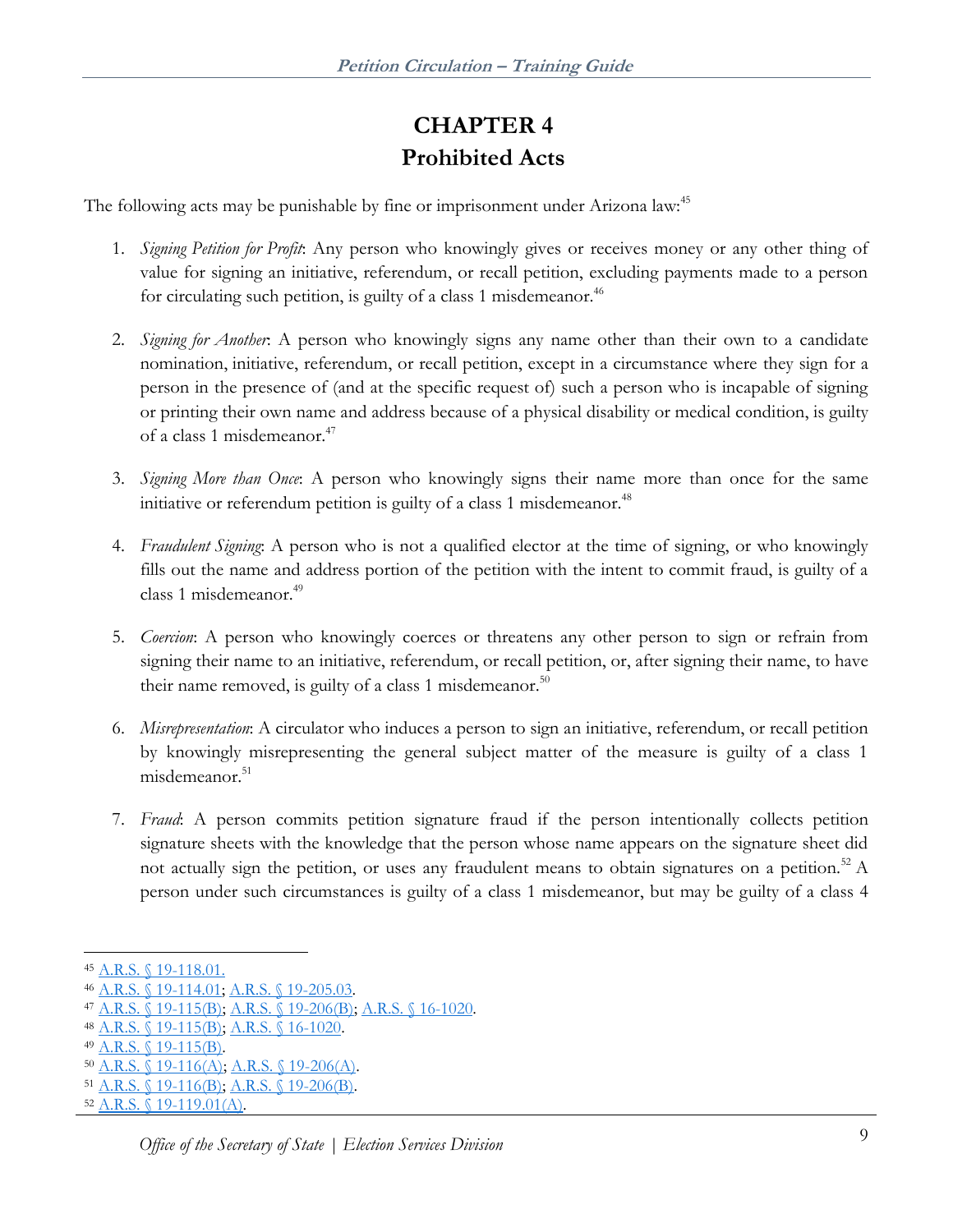# CHAPTER 4
# Prohibited Acts

The following acts may be punishable by fine or imprisonment under Arizona law:[45]

1. *Signing Petition for Profit*: Any person who knowingly gives or receives money or any other thing of value for signing an initiative, referendum, or recall petition, excluding payments made to a person for circulating such petition, is guilty of a class 1 misdemeanor.[46]

2. *Signing for Another*: A person who knowingly signs any name other than their own to a candidate nomination, initiative, referendum, or recall petition, except in a circumstance where they sign for a person in the presence of (and at the specific request of) such a person who is incapable of signing or printing their own name and address because of a physical disability or medical condition, is guilty of a class 1 misdemeanor.[47]

3. *Signing More than Once*: A person who knowingly signs their name more than once for the same initiative or referendum petition is guilty of a class 1 misdemeanor.[48]

4. *Fraudulent Signing*: A person who is not a qualified elector at the time of signing, or who knowingly fills out the name and address portion of the petition with the intent to commit fraud, is guilty of a class 1 misdemeanor.[49]

5. *Coercion*: A person who knowingly coerces or threatens any other person to sign or refrain from signing their name to an initiative, referendum, or recall petition, or, after signing their name, to have their name removed, is guilty of a class 1 misdemeanor.[50]

6. *Misrepresentation*: A circulator who induces a person to sign an initiative, referendum, or recall petition by knowingly misrepresenting the general subject matter of the measure is guilty of a class 1 misdemeanor.[51]

7. *Fraud*: A person commits petition signature fraud if the person intentionally collects petition signature sheets with the knowledge that the person whose name appears on the signature sheet did not actually sign the petition, or uses any fraudulent means to obtain signatures on a petition.[52] A person under such circumstances is guilty of a class 1 misdemeanor, but may be guilty of a class 4

---

[45] A.R.S. § 19-118.01.
[46] A.R.S. § 19-114.01; A.R.S. § 19-205.03.
[47] A.R.S. § 19-115(B); A.R.S. § 19-206(B); A.R.S. § 16-1020.
[48] A.R.S. § 19-115(B); A.R.S. § 16-1020.
[49] A.R.S. § 19-115(B).
[50] A.R.S. § 19-116(A); A.R.S. § 19-206(A).
[51] A.R.S. § 19-116(B); A.R.S. § 19-206(B).
[52] A.R.S. § 19-119.01(A).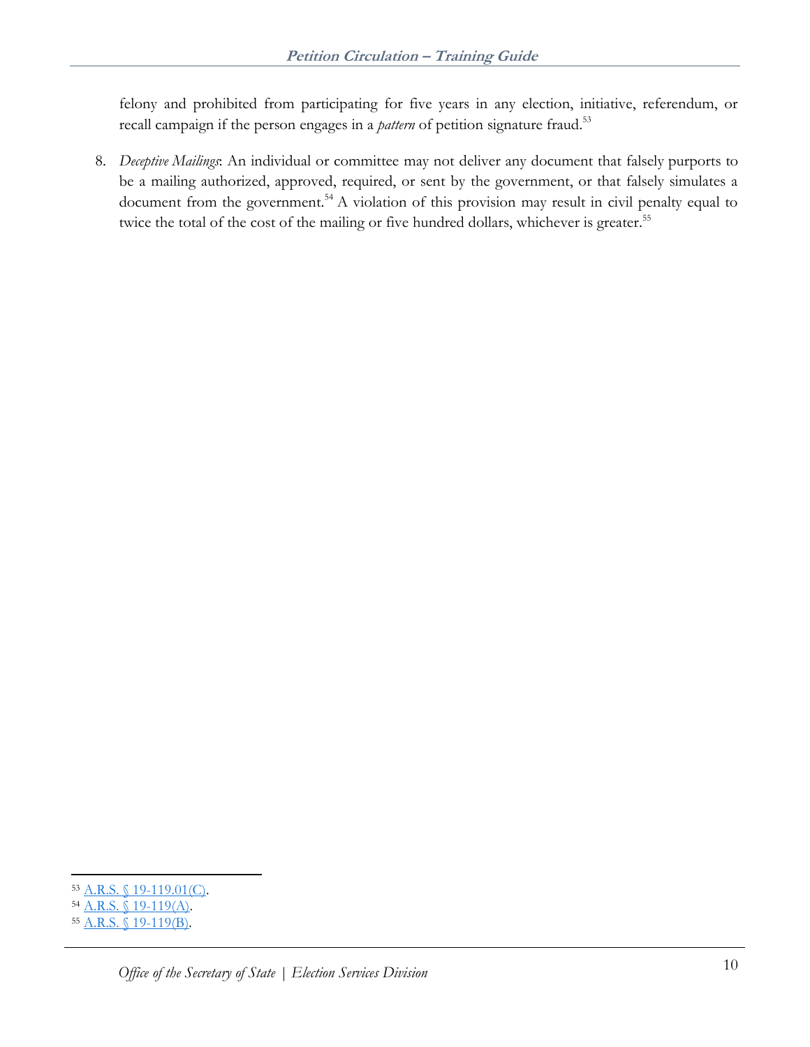felony and prohibited from participating for five years in any election, initiative, referendum, or recall campaign if the person engages in a *pattern* of petition signature fraud.[53]

8. *Deceptive Mailings*: An individual or committee may not deliver any document that falsely purports to be a mailing authorized, approved, required, or sent by the government, or that falsely simulates a document from the government.[54] A violation of this provision may result in civil penalty equal to twice the total of the cost of the mailing or five hundred dollars, whichever is greater.[55]

---

[53] A.R.S. § 19-119.01(C).
[54] A.R.S. § 19-119(A).
[55] A.R.S. § 19-119(B).